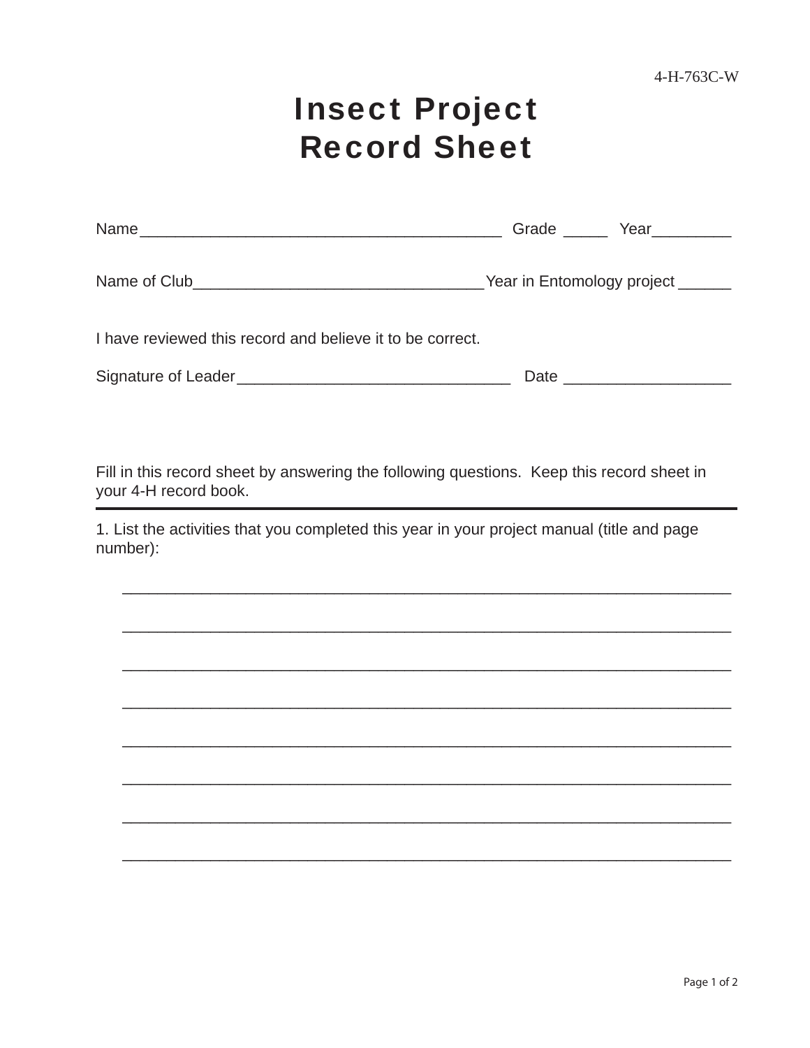4-H-763C-W

# Insect Project Record Sheet

Name__________________________________________ Grade _____ Year_________

Name of Club__________________________________Year in Entomology project ______

I have reviewed this record and believe it to be correct.

Signature of Leader________________________________ Date ___________________

Fill in this record sheet by answering the following questions. Keep this record sheet in your 4-H record book.

---

1. List the activities that you completed this year in your project manual (title and page number):

_______________________________________________________________________

_______________________________________________________________________

_______________________________________________________________________

_______________________________________________________________________

_______________________________________________________________________

_______________________________________________________________________

_______________________________________________________________________

_______________________________________________________________________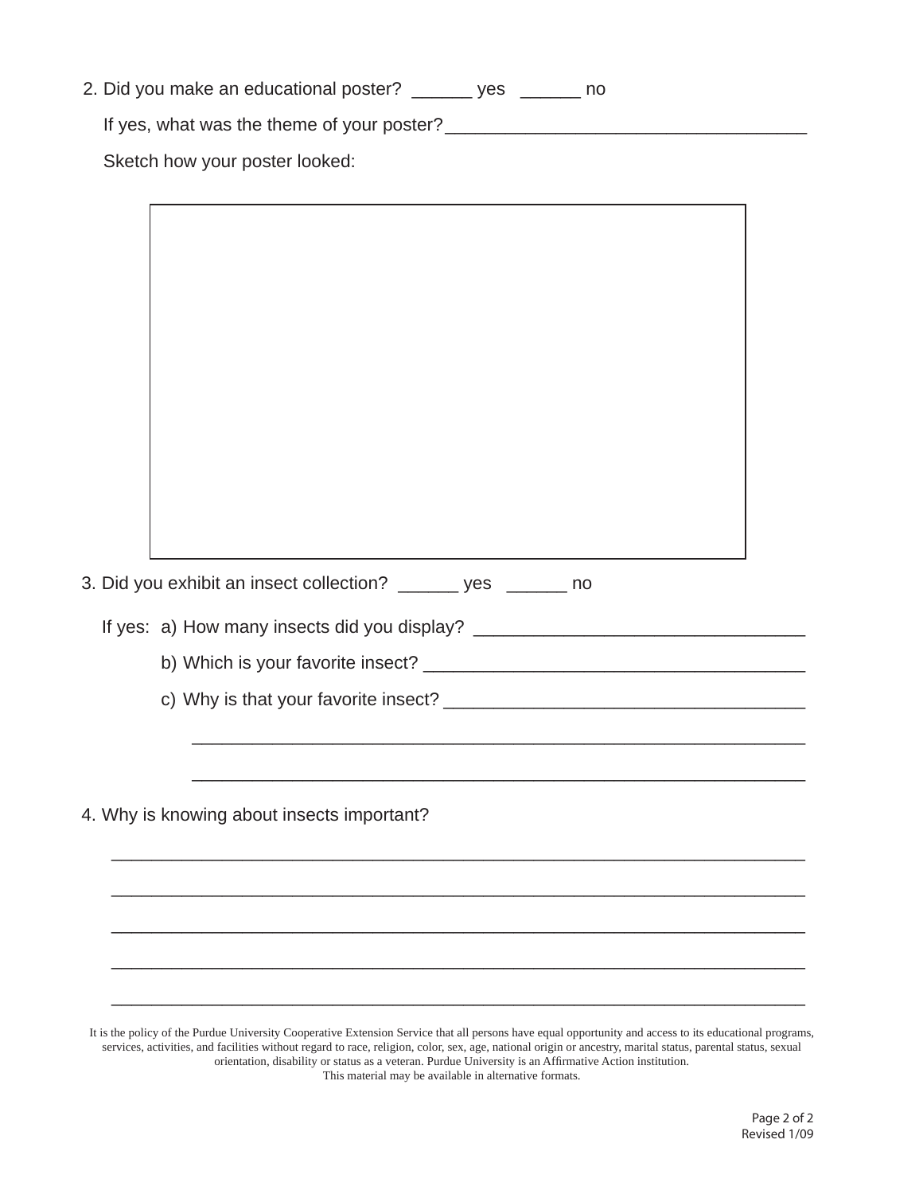2. Did you make an educational poster? ______ yes ______ no

   If yes, what was the theme of your poster?____________________________________

   Sketch how your poster looked:

3. Did you exhibit an insect collection? ______ yes ______ no

   If yes: a) How many insects did you display? ________________________________

   b) Which is your favorite insect? ______________________________________

   c) Why is that your favorite insect? ___________________________________

   ______________________________________________________________

   ______________________________________________________________

4. Why is knowing about insects important?

   ______________________________________________________________________

   ______________________________________________________________________

   ______________________________________________________________________

   ______________________________________________________________________

   ______________________________________________________________________

It is the policy of the Purdue University Cooperative Extension Service that all persons have equal opportunity and access to its educational programs, services, activities, and facilities without regard to race, religion, color, sex, age, national origin or ancestry, marital status, parental status, sexual orientation, disability or status as a veteran. Purdue University is an Affirmative Action institution.
This material may be available in alternative formats.

Revised 1/09